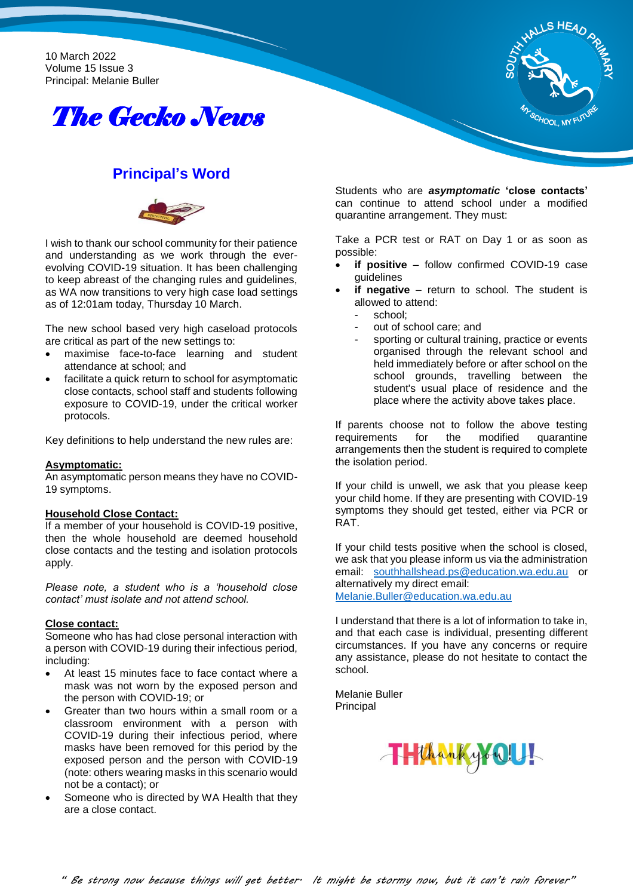10 March 2022
Volume 15 Issue 3
Principal: Melanie Buller

# The Gecko News

## Principal's Word

I wish to thank our school community for their patience and understanding as we work through the ever-evolving COVID-19 situation. It has been challenging to keep abreast of the changing rules and guidelines, as WA now transitions to very high case load settings as of 12:01am today, Thursday 10 March.

The new school based very high caseload protocols are critical as part of the new settings to:

- maximise face-to-face learning and student attendance at school; and
- facilitate a quick return to school for asymptomatic close contacts, school staff and students following exposure to COVID-19, under the critical worker protocols.

Key definitions to help understand the new rules are:

**Asymptomatic:**
An asymptomatic person means they have no COVID-19 symptoms.

**Household Close Contact:**
If a member of your household is COVID-19 positive, then the whole household are deemed household close contacts and the testing and isolation protocols apply.

*Please note, a student who is a 'household close contact' must isolate and not attend school.*

**Close contact:**
Someone who has had close personal interaction with a person with COVID-19 during their infectious period, including:

- At least 15 minutes face to face contact where a mask was not worn by the exposed person and the person with COVID-19; or
- Greater than two hours within a small room or a classroom environment with a person with COVID-19 during their infectious period, where masks have been removed for this period by the exposed person and the person with COVID-19 (note: others wearing masks in this scenario would not be a contact); or
- Someone who is directed by WA Health that they are a close contact.

Students who are ***asymptomatic*** **'close contacts'** can continue to attend school under a modified quarantine arrangement. They must:

Take a PCR test or RAT on Day 1 or as soon as possible:

- **if positive** – follow confirmed COVID-19 case guidelines
- **if negative** – return to school. The student is allowed to attend:
  - school;
  - out of school care; and
  - sporting or cultural training, practice or events organised through the relevant school and held immediately before or after school on the school grounds, travelling between the student's usual place of residence and the place where the activity above takes place.

If parents choose not to follow the above testing requirements for the modified quarantine arrangements then the student is required to complete the isolation period.

If your child is unwell, we ask that you please keep your child home. If they are presenting with COVID-19 symptoms they should get tested, either via PCR or RAT.

If your child tests positive when the school is closed, we ask that you please inform us via the administration email: southhallshead.ps@education.wa.edu.au or alternatively my direct email:
Melanie.Buller@education.wa.edu.au

I understand that there is a lot of information to take in, and that each case is individual, presenting different circumstances. If you have any concerns or require any assistance, please do not hesitate to contact the school.

Melanie Buller
Principal

*" Be strong now because things will get better. It might be stormy now, but it can't rain forever"*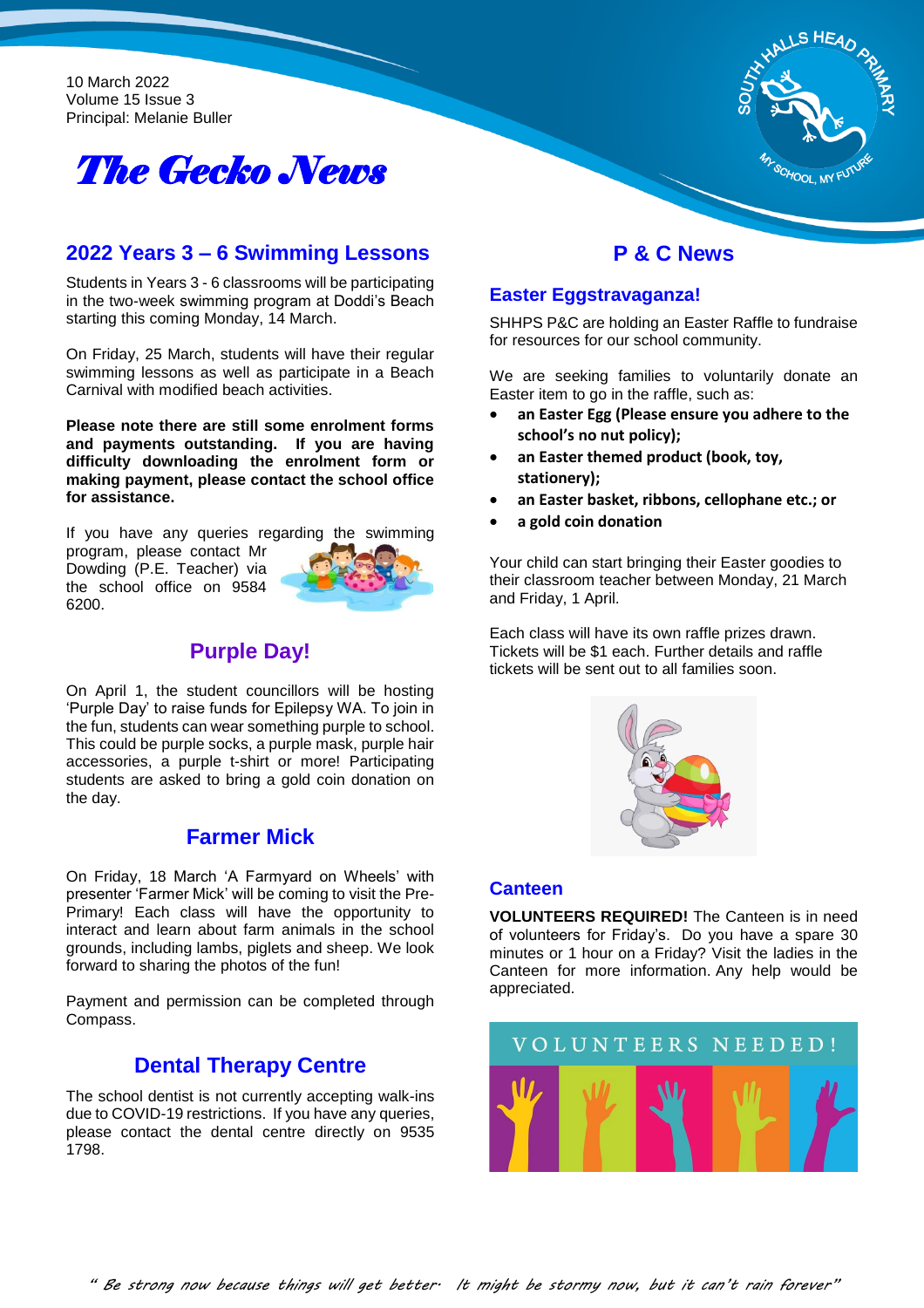10 March 2022
Volume 15 Issue 3
Principal: Melanie Buller

# The Gecko News

## 2022 Years 3 – 6 Swimming Lessons

Students in Years 3 - 6 classrooms will be participating in the two-week swimming program at Doddi's Beach starting this coming Monday, 14 March.

On Friday, 25 March, students will have their regular swimming lessons as well as participate in a Beach Carnival with modified beach activities.

**Please note there are still some enrolment forms and payments outstanding. If you are having difficulty downloading the enrolment form or making payment, please contact the school office for assistance.**

If you have any queries regarding the swimming program, please contact Mr Dowding (P.E. Teacher) via the school office on 9584 6200.

## Purple Day!

On April 1, the student councillors will be hosting 'Purple Day' to raise funds for Epilepsy WA. To join in the fun, students can wear something purple to school. This could be purple socks, a purple mask, purple hair accessories, a purple t-shirt or more! Participating students are asked to bring a gold coin donation on the day.

## Farmer Mick

On Friday, 18 March 'A Farmyard on Wheels' with presenter 'Farmer Mick' will be coming to visit the Pre-Primary! Each class will have the opportunity to interact and learn about farm animals in the school grounds, including lambs, piglets and sheep. We look forward to sharing the photos of the fun!

Payment and permission can be completed through Compass.

## Dental Therapy Centre

The school dentist is not currently accepting walk-ins due to COVID-19 restrictions. If you have any queries, please contact the dental centre directly on 9535 1798.

## P & C News

### Easter Eggstravaganza!

SHHPS P&C are holding an Easter Raffle to fundraise for resources for our school community.

We are seeking families to voluntarily donate an Easter item to go in the raffle, such as:

- **an Easter Egg (Please ensure you adhere to the school's no nut policy);**
- **an Easter themed product (book, toy, stationery);**
- **an Easter basket, ribbons, cellophane etc.; or**
- **a gold coin donation**

Your child can start bringing their Easter goodies to their classroom teacher between Monday, 21 March and Friday, 1 April.

Each class will have its own raffle prizes drawn. Tickets will be $1 each. Further details and raffle tickets will be sent out to all families soon.

### Canteen

**VOLUNTEERS REQUIRED!** The Canteen is in need of volunteers for Friday's. Do you have a spare 30 minutes or 1 hour on a Friday? Visit the ladies in the Canteen for more information. Any help would be appreciated.

VOLUNTEERS NEEDED!

*" Be strong now because things will get better. It might be stormy now, but it can't rain forever"*